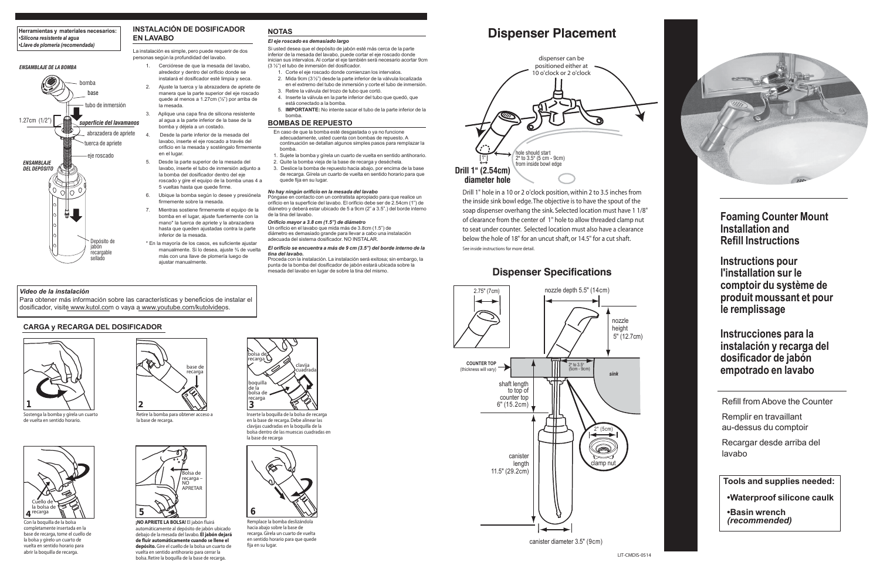**Herramientas y materiales necesarios:**
*•Silicona resistente al agua*
*•Llave de plomería (recomendada)*

*ENSAMBLAJE DE LA BOMBA*

bomba
base
tubo de inmersión
1.27cm (1/2")
*superficie del lavamanos*
abrazadera de apriete
tuerca de apriete
eje roscado

*ENSAMBLAJE DEL DEPÓSITO*

Depósito de jabón recargable sellado

## INSTALACIÓN DE DOSIFICADOR EN LAVABO

La instalación es simple, pero puede requerir de dos personas según la profundidad del lavabo.

1. Cerciórese de que la mesada del lavabo, alrededor y dentro del orificio donde se instalará el dosificador esté limpia y seca.
2. Ajuste la tuerca y la abrazadera de apriete de manera que la parte superior del eje roscado quede al menos a 1.27cm (½") por arriba de la mesada.
3. Aplique una capa fina de silicona resistente al agua a la parte inferior de la base de la bomba y déjela a un costado.
4. Desde la parte inferior de la mesada del lavabo, inserte el eje roscado a través del orificio en la mesada y sosténgalo firmemente en el lugar.
5. Desde la parte superior de la mesada del lavabo, inserte el tubo de inmersión adjunto a la bomba del dosificador dentro del eje roscado y gire el equipo de la bomba unas 4 a 5 vueltas hasta que quede firme.
6. Ubique la bomba según lo desee y presiónela firmemente sobre la mesada.
7. Mientras sostiene firmemente el equipo de la bomba en el lugar, ajuste fuertemente con la mano* la tuerca de apriete y la abrazadera hasta que queden ajustadas contra la parte inferior de la mesada.

\* En la mayoría de los casos, es suficiente ajustar manualmente. Si lo desea, ajuste ¾ de vuelta más con una llave de plomería luego de ajustar manualmente.

## NOTAS

***El eje roscado es demasiado largo***

Si usted desea que el depósito de jabón esté más cerca de la parte inferior de la mesada del lavabo, puede cortar el eje roscado donde inician sus intervalos. Al cortar el eje también será necesario acortar 9cm (3 ½") el tubo de inmersión del dosificador.

1. Corte el eje roscado donde comienzan los intervalos.
2. Mida 9cm (3 ½") desde la parte inferior de la válvula localizada en el extremo del tubo de inmersión y corte el tubo de inmersión.
3. Retire la válvula del trozo de tubo que cortó.
4. Inserte la válvula en la parte inferior del tubo que quedó, que está conectado a la bomba.
5. **IMPORTANTE:** No intente sacar el tubo de la parte inferior de la bomba.

## BOMBAS DE REPUESTO

En caso de que la bomba esté desgastada o ya no funcione adecuadamente, usted cuenta con bombas de repuesto. A continuación se detallan algunos simples pasos para remplazar la bomba.

1. Sujete la bomba y gírela un cuarto de vuelta en sentido antihorario.
2. Quite la bomba vieja de la base de recarga y deséchela.
3. Deslice la bomba de repuesto hacia abajo, por encima de la base de recarga. Gírela un cuarto de vuelta en sentido horario para que quede fija en su lugar.

***No hay ningún orificio en la mesada del lavabo***

Póngase en contacto con un contratista apropiado para que realice un orificio en la superficie del lavabo. El orificio debe ser de 2.54cm (1") de diámetro y deberá estar ubicado de 5 a 9cm (2" a 3.5".) del borde interno de la tina del lavabo.

***Orificio mayor a 3.8 cm (1.5") de diámetro***

Un orificio en el lavabo que mida más de 3.8cm (1.5") de diámetro es demasiado grande para llevar a cabo una instalación adecuada del sistema dosificador. NO INSTALAR.

***El orificio se encuentra a más de 9 cm (3.5") del borde interno de la tina del lavabo.***

Proceda con la instalación. La instalación será exitosa; sin embargo, la punta de la bomba del dosificador de jabón estará ubicada sobre la mesada del lavabo en lugar de sobre la tina del mismo.

***Video de la instalación***

Para obtener más información sobre las características y beneficios de instalar el dosificador, visite www.kutol.com o vaya a www.youtube.com/kutolvideos.

## CARGA y RECARGA DEL DOSIFICADOR

**1** Sostenga la bomba y gírela un cuarto de vuelta en sentido horario.

**2** Retire la bomba para obtener acceso a la base de recarga. (base de recarga)

**3** Inserte la boquilla de la bolsa de recarga en la base de recarga. Debe alinear las clavijas cuadradas en la boquilla de la bolsa dentro de las muescas cuadradas en la base de recarga. (bolsa de recarga; clavija cuadrada; boquilla de la bolsa de recarga)

**4** Con la boquilla de la bolsa completamente insertada en la base de recarga, tome el cuello de la bolsa y gírelo un cuarto de vuelta en sentido horario para abrir la boquilla de recarga. (Cuello de la bolsa de recarga)

**5** **¡NO APRIETE LA BOLSA!** El jabón fluirá automáticamente al depósito de jabón ubicado debajo de la mesada del lavabo. **El jabón dejará de fluir automáticamente cuando se llene el depósito.** Gire el cuello de la bolsa un cuarto de vuelta en sentido antihorario para cerrar la bolsa. Retire la boquilla de la base de recarga. (Bolsa de recarga – NO APRETAR)

**6** Remplace la bomba deslizándola hacia abajo sobre la base de recarga. Gírela un cuarto de vuelta en sentido horario para que quede fija en su lugar.

# Dispenser Placement

dispenser can be positioned either at 10 o'clock or 2 o'clock

hole should start 2" to 3.5" (5 cm - 9cm) from inside bowl edge

**Drill 1" (2.54cm) diameter hole**

Drill 1" hole in a 10 or 2 o'clock position, within 2 to 3.5 inches from the inside sink bowl edge. The objective is to have the spout of the soap dispenser overhang the sink. Selected location must have 1 1/8" of clearance from the center of 1" hole to allow threaded clamp nut to seat under counter. Selected location must also have a clearance below the hole of 18" for an uncut shaft, or 14.5" for a cut shaft.

See inside instructions for more detail.

## Dispenser Specifications

- 2.75" (7cm)
- nozzle depth 5.5" (14cm)
- nozzle height 5" (12.7cm)
- COUNTER TOP (thickness will vary)
- 2" to 3.5" (5cm - 9cm)
- sink
- shaft length to top of counter top 6" (15.2cm)
- 2" (5cm)
- clamp nut
- canister length 11.5" (29.2cm)
- canister diameter 3.5" (9cm)

# Foaming Counter Mount Installation and Refill Instructions

# Instructions pour l'installation sur le comptoir du système de produit moussant et pour le remplissage

# Instrucciones para la instalación y recarga del dosificador de jabón empotrado en lavabo

Refill from Above the Counter

Remplir en travaillant au-dessus du comptoir

Recargar desde arriba del lavabo

**Tools and supplies needed:**

**•Waterproof silicone caulk**

**•Basin wrench *(recommended)***

LIT-CMDIS-0514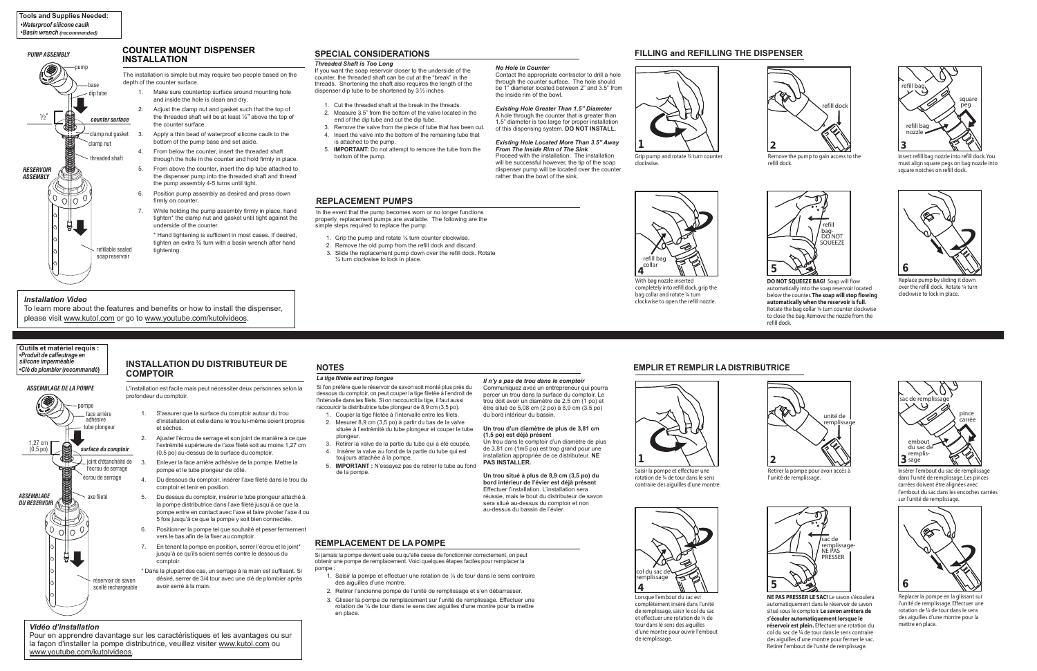**Tools and Supplies Needed:**
*•Waterproof silicone caulk*
*•Basin wrench (recommended)*

*PUMP ASSEMBLY*

pump
base
dip tube
½"
*counter surface*
clamp nut gasket
clamp nut
threaded shaft
*RESERVOIR ASSEMBLY*
refillable sealed soap reservoir

## COUNTER MOUNT DISPENSER INSTALLATION

The installation is simple but may require two people based on the depth of the counter surface.

1. Make sure countertop surface around mounting hole and inside the hole is clean and dry.
2. Adjust the clamp nut and gasket such that the top of the threaded shaft will be at least ½" above the top of the counter surface.
3. Apply a thin bead of waterproof silicone caulk to the bottom of the pump base and set aside.
4. From below the counter, insert the threaded shaft through the hole in the counter and hold firmly in place.
5. From above the counter, insert the dip tube attached to the dispenser pump into the threaded shaft and thread the pump assembly 4-5 turns until tight.
6. Position pump assembly as desired and press down firmly on counter.
7. While holding the pump assembly firmly in place, hand tighten* the clamp nut and gasket until tight against the underside of the counter.

\* Hand tightening is sufficient in most cases. If desired, tighten an extra ¾ turn with a basin wrench after hand tightening.

*Installation Video*

To learn more about the features and benefits or how to install the dispenser, please visit www.kutol.com or go to www.youtube.com/kutolvideos.

## SPECIAL CONSIDERATIONS

***Threaded Shaft is Too Long***

If you want the soap reservoir closer to the underside of the counter, the threaded shaft can be cut at the "break" in the threads. Shortening the shaft also requires the length of the dispenser dip tube to be shortened by 3 ½ inches.

1. Cut the threaded shaft at the break in the threads.
2. Measure 3.5" from the bottom of the valve located in the end of the dip tube and cut the dip tube.
3. Remove the valve from the piece of tube that has been cut.
4. Insert the valve into the bottom of the remaining tube that is attached to the pump.
5. **IMPORTANT:** Do not attempt to remove the tube from the bottom of the pump.

***No Hole In Counter***

Contact the appropriate contractor to drill a hole through the counter surface. The hole should be 1" diameter located between 2" and 3.5" from the inside rim of the bowl.

***Existing Hole Greater Than 1.5" Diameter***

A hole through the counter that is greater than 1.5" diameter is too large for proper installation of this dispensing system. **DO NOT INSTALL.**

***Existing Hole Located More Than 3.5" Away From The Inside Rim of The Sink***

Proceed with the installation. The installation will be successful however, the tip of the soap dispenser pump will be located over the counter rather than the bowl of the sink.

## REPLACEMENT PUMPS

In the event that the pump becomes worn or no longer functions properly, replacement pumps are available. The following are the simple steps required to replace the pump.

1. Grip the pump and rotate ¼ turn counter clockwise.
2. Remove the old pump from the refill dock and discard.
3. Slide the replacement pump down over the refill dock. Rotate ¼ turn clockwise to lock in place.

## FILLING and REFILLING THE DISPENSER

**1** Grip pump and rotate ¼ turn counter clockwise.

**2** refill dock — Remove the pump to gain access to the refill dock.

**3** refill bag, square peg, refill bag nozzle — Insert refill bag nozzle into refill dock. You must align square pegs on bag nozzle into square notches on refill dock.

**4** refill bag collar — With bag nozzle inserted completely into refill dock, grip the bag collar and rotate ¼ turn clockwise to open the refill nozzle.

**5** refill bag- DO NOT SQUEEZE — **DO NOT SQUEEZE BAG!** Soap will flow automatically into the soap reservoir located below the counter. **The soap will stop flowing automatically when the reservoir is full.** Rotate the bag collar ¼ turn counter clockwise to close the bag. Remove the nozzle from the refill dock.

**6** Replace pump by sliding it down over the refill dock. Rotate ¼ turn clockwise to lock in place.

---

**Outils et matériel requis :**
*•Produit de calfeutrage en silicone imperméable*
*•Clé de plombier (recommandé)*

*ASSEMBLAGE DE LA POMPE*

pompe
face arrière adhésive
tube plongeur
1,27 cm (0,5 po)
*surface du comptoir*
joint d'étanchéité de l'écrou de serrage
écrou de serrage
axe fileté
*ASSEMBLAGE DU RÉSERVOIR*
réservoir de savon scellé rechargeable

## INSTALLATION DU DISTRIBUTEUR DE COMPTOIR

L'installation est facile mais peut nécessiter deux personnes selon la profondeur du comptoir.

1. S'assurer que la surface du comptoir autour du trou d'installation et celle dans le trou lui-même soient propres et sèches.
2. Ajuster l'écrou de serrage et son joint de manière à ce que l'extrémité supérieure de l'axe fileté soit au moins 1,27 cm (0,5 po) au-dessus de la surface du comptoir.
3. Enlever la face arrière adhésive de la pompe. Mettre la pompe et le tube plongeur de côté.
4. Du dessous du comptoir, insérer l'axe fileté dans le trou du comptoir et tenir en position.
5. Du dessus du comptoir, insérer le tube plongeur attaché à la pompe distributrice dans l'axe fileté jusqu'à ce que la pompe entre en contact avec l'axe et faire pivoter l'axe 4 ou 5 fois jusqu'à ce que la pompe y soit bien connectée.
6. Positionner la pompe tel que souhaité et peser fermement vers le bas afin de la fixer au comptoir.
7. En tenant la pompe en position, serrer l'écrou et le joint* jusqu'à ce qu'ils soient serrés contre le dessous du comptoir.

\* Dans la plupart des cas, un serrage à la main est suffisant. Si désiré, serrer de 3/4 tour avec une clé de plombier après avoir serré à la main.

*Vidéo d'installation*

Pour en apprendre davantage sur les caractéristiques et les avantages ou sur la façon d'installer la pompe distributrice, veuillez visiter www.kutol.com ou www.youtube.com/kutolvideos.

## NOTES

***La tige filetée est trop longue***

Si l'on préfère que le réservoir de savon soit monté plus près du dessous du comptoir, on peut couper la tige filetée à l'endroit de l'intervalle dans les filets. Si on raccourcit la tige, il faut aussi raccourcir la distributrice tube plongeur de 8,9 cm (3,5 po).

1. Couper la tige filetée à l'intervalle entre les filets.
2. Mesurer 8,9 cm (3,5 po) à partir du bas de la valve située à l'extrémité du tube plongeur et couper le tube plongeur.
3. Retirer la valve de la partie du tube qui a été coupée.
4. Insérer la valve au fond de la partie du tube qui est toujours attachée à la pompe.
5. **IMPORTANT :** N'essayez pas de retirer le tube au fond de la pompe.

***Il n'y a pas de trou dans le comptoir***

Communiquez avec un entrepreneur qui pourra percer un trou dans la surface du comptoir. Le trou doit avoir un diamètre de 2,5 cm (1 po) et être situé de 5,08 cm (2 po) à 8,9 cm (3,5 po) du bord intérieur du bassin.

**Un trou d'un diamètre de plus de 3,81 cm (1,5 po) est déjà présent**

Un trou dans le comptoir d'un diamètre de plus de 3,81 cm (1m5 po) est trop grand pour une installation appropriée de ce distributeur. **NE PAS INSTALLER.**

**Un trou situé à plus de 8,9 cm (3,5 po) du bord intérieur de l'évier est déjà présent**

Effectuer l'installation. L'installation sera réussie, mais le bout du distributeur de savon sera situé au-dessus du comptoir et non au-dessus du bassin de l'évier.

## REMPLACEMENT DE LA POMPE

Si jamais la pompe devient usée ou qu'elle cesse de fonctionner correctement, on peut obtenir une pompe de remplacement. Voici quelques étapes faciles pour remplacer la pompe :

1. Saisir la pompe et effectuer une rotation de ¼ de tour dans le sens contraire des aiguilles d'une montre.
2. Retirer l'ancienne pompe de l'unité de remplissage et s'en débarrasser.
3. Glisser la pompe de remplacement sur l'unité de remplissage. Effectuer une rotation de ¼ de tour dans le sens des aiguilles d'une montre pour la mettre en place.

## EMPLIR ET REMPLIR LA DISTRIBUTRICE

**1** Saisir la pompe et effectuer une rotation de ¼ de tour dans le sens contraire des aiguilles d'une montre.

**2** unité de remplissage — Retirer la pompe pour avoir accès à l'unité de remplissage.

**3** sac de remplissage, pince carrée, embout du sac de remplissage — Insérer l'embout du sac de remplissage dans l'unité de remplissage. Les pinces carrées doivent être alignées avec l'embout du sac dans les encoches carrées sur l'unité de remplissage.

**4** col du sac de remplissage — Lorsque l'embout du sac est complètement inséré dans l'unité de remplissage, saisir le col du sac et effectuer une rotation de ¼ de tour dans le sens des aiguilles d'une montre pour ouvrir l'embout de remplissage.

**5** sac de remplissage- NE PAS PRESSER — **NE PAS PRESSER LE SAC!** Le savon s'écoulera automatiquement dans le réservoir de savon situé sous le comptoir. **Le savon arrêtera de s'écouler automatiquement lorsque le réservoir est plein.** Effectuer une rotation du col du sac de ¼ de tour dans le sens contraire des aiguilles d'une montre pour fermer le sac. Retirer l'embout de l'unité de remplissage.

**6** Replacer la pompe en la glissant sur l'unité de remplissage. Effectuer une rotation de ¼ de tour dans le sens des aiguilles d'une montre pour la mettre en place.